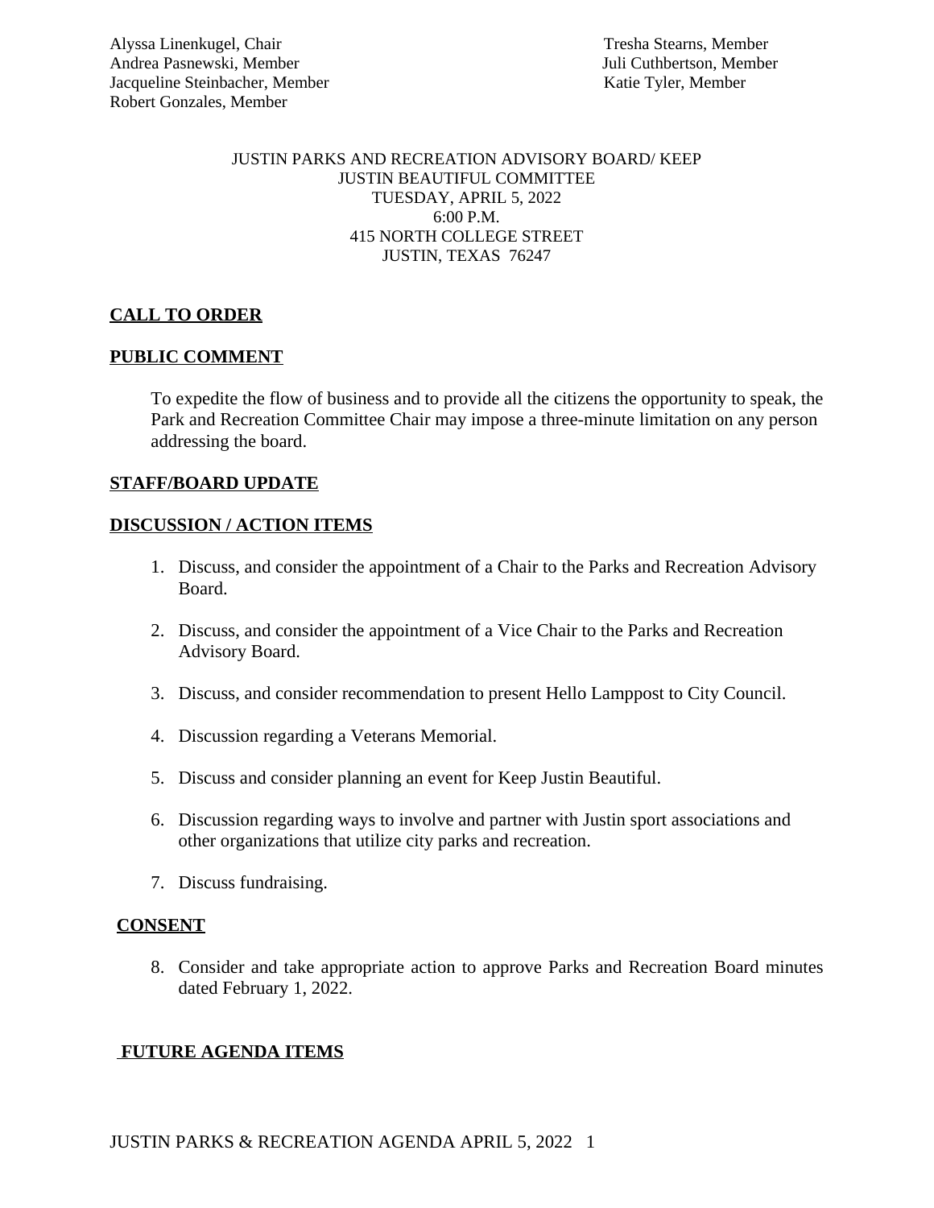Alyssa Linenkugel, Chair
Andrea Pasnewski, Member
Jacqueline Steinbacher, Member
Robert Gonzales, Member
Tresha Stearns, Member
Juli Cuthbertson, Member
Katie Tyler, Member

JUSTIN PARKS AND RECREATION ADVISORY BOARD/ KEEP
JUSTIN BEAUTIFUL COMMITTEE
TUESDAY, APRIL 5, 2022
6:00 P.M.
415 NORTH COLLEGE STREET
JUSTIN, TEXAS 76247

**CALL TO ORDER**

**PUBLIC COMMENT**

To expedite the flow of business and to provide all the citizens the opportunity to speak, the Park and Recreation Committee Chair may impose a three-minute limitation on any person addressing the board.

**STAFF/BOARD UPDATE**

**DISCUSSION / ACTION ITEMS**

1. Discuss, and consider the appointment of a Chair to the Parks and Recreation Advisory Board.
2. Discuss, and consider the appointment of a Vice Chair to the Parks and Recreation Advisory Board.
3. Discuss, and consider recommendation to present Hello Lamppost to City Council.
4. Discussion regarding a Veterans Memorial.
5. Discuss and consider planning an event for Keep Justin Beautiful.
6. Discussion regarding ways to involve and partner with Justin sport associations and other organizations that utilize city parks and recreation.
7. Discuss fundraising.

**CONSENT**

8. Consider and take appropriate action to approve Parks and Recreation Board minutes dated February 1, 2022.

**FUTURE AGENDA ITEMS**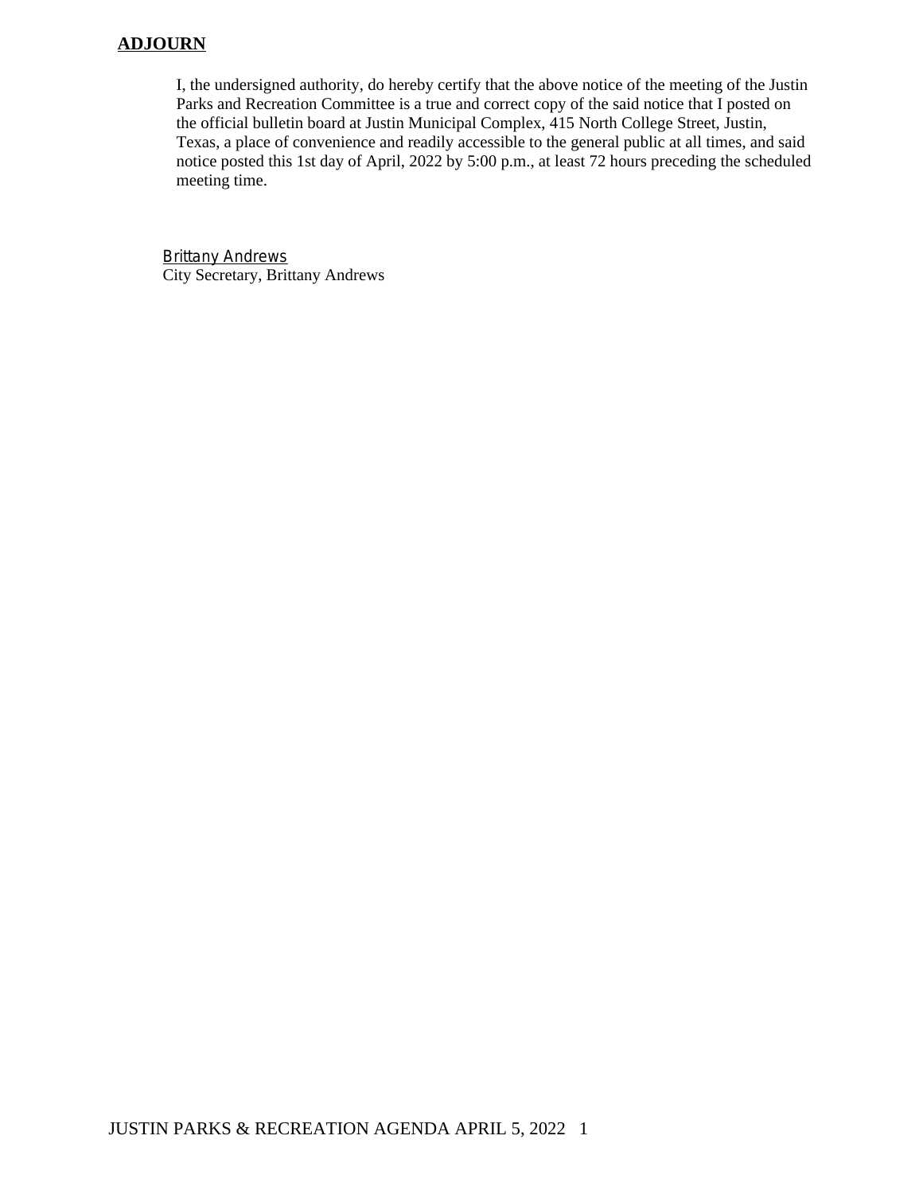**ADJOURN**

I, the undersigned authority, do hereby certify that the above notice of the meeting of the Justin Parks and Recreation Committee is a true and correct copy of the said notice that I posted on the official bulletin board at Justin Municipal Complex, 415 North College Street, Justin, Texas, a place of convenience and readily accessible to the general public at all times, and said notice posted this 1st day of April, 2022 by 5:00 p.m., at least 72 hours preceding the scheduled meeting time.

Brittany Andrews
City Secretary, Brittany Andrews